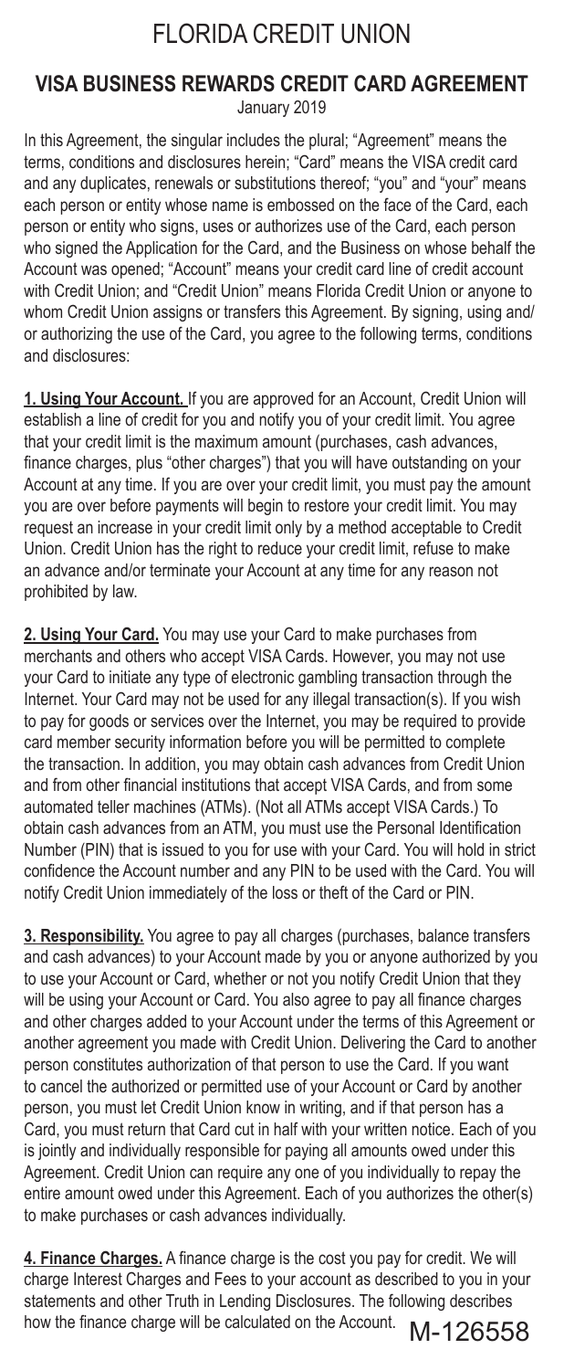# FLORIDA CREDIT UNION

## VISA BUSINESS REWARDS CREDIT CARD AGREEMENT

January 2019

In this Agreement, the singular includes the plural; "Agreement" means the terms, conditions and disclosures herein; "Card" means the VISA credit card and any duplicates, renewals or substitutions thereof; "you" and "your" means each person or entity whose name is embossed on the face of the Card, each person or entity who signs, uses or authorizes use of the Card, each person who signed the Application for the Card, and the Business on whose behalf the Account was opened; "Account" means your credit card line of credit account with Credit Union; and "Credit Union" means Florida Credit Union or anyone to whom Credit Union assigns or transfers this Agreement. By signing, using and/or authorizing the use of the Card, you agree to the following terms, conditions and disclosures:

**1. Using Your Account.** If you are approved for an Account, Credit Union will establish a line of credit for you and notify you of your credit limit. You agree that your credit limit is the maximum amount (purchases, cash advances, finance charges, plus "other charges") that you will have outstanding on your Account at any time. If you are over your credit limit, you must pay the amount you are over before payments will begin to restore your credit limit. You may request an increase in your credit limit only by a method acceptable to Credit Union. Credit Union has the right to reduce your credit limit, refuse to make an advance and/or terminate your Account at any time for any reason not prohibited by law.

**2. Using Your Card.** You may use your Card to make purchases from merchants and others who accept VISA Cards. However, you may not use your Card to initiate any type of electronic gambling transaction through the Internet. Your Card may not be used for any illegal transaction(s). If you wish to pay for goods or services over the Internet, you may be required to provide card member security information before you will be permitted to complete the transaction. In addition, you may obtain cash advances from Credit Union and from other financial institutions that accept VISA Cards, and from some automated teller machines (ATMs). (Not all ATMs accept VISA Cards.) To obtain cash advances from an ATM, you must use the Personal Identification Number (PIN) that is issued to you for use with your Card. You will hold in strict confidence the Account number and any PIN to be used with the Card. You will notify Credit Union immediately of the loss or theft of the Card or PIN.

**3. Responsibility.** You agree to pay all charges (purchases, balance transfers and cash advances) to your Account made by you or anyone authorized by you to use your Account or Card, whether or not you notify Credit Union that they will be using your Account or Card. You also agree to pay all finance charges and other charges added to your Account under the terms of this Agreement or another agreement you made with Credit Union. Delivering the Card to another person constitutes authorization of that person to use the Card. If you want to cancel the authorized or permitted use of your Account or Card by another person, you must let Credit Union know in writing, and if that person has a Card, you must return that Card cut in half with your written notice. Each of you is jointly and individually responsible for paying all amounts owed under this Agreement. Credit Union can require any one of you individually to repay the entire amount owed under this Agreement. Each of you authorizes the other(s) to make purchases or cash advances individually.

**4. Finance Charges.** A finance charge is the cost you pay for credit. We will charge Interest Charges and Fees to your account as described to you in your statements and other Truth in Lending Disclosures. The following describes how the finance charge will be calculated on the Account.

M-126558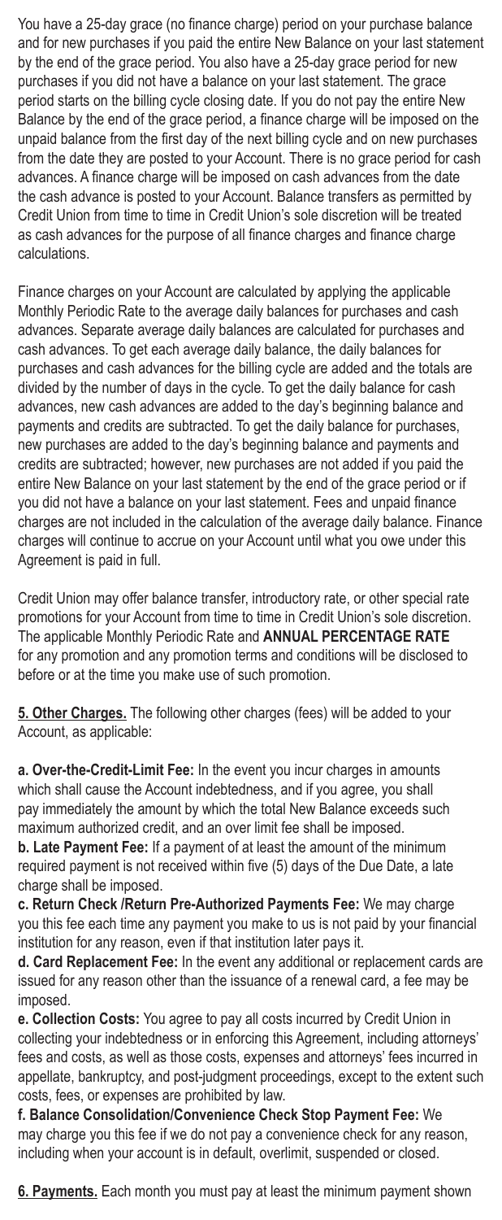You have a 25-day grace (no finance charge) period on your purchase balance and for new purchases if you paid the entire New Balance on your last statement by the end of the grace period. You also have a 25-day grace period for new purchases if you did not have a balance on your last statement. The grace period starts on the billing cycle closing date. If you do not pay the entire New Balance by the end of the grace period, a finance charge will be imposed on the unpaid balance from the first day of the next billing cycle and on new purchases from the date they are posted to your Account. There is no grace period for cash advances. A finance charge will be imposed on cash advances from the date the cash advance is posted to your Account. Balance transfers as permitted by Credit Union from time to time in Credit Union's sole discretion will be treated as cash advances for the purpose of all finance charges and finance charge calculations.

Finance charges on your Account are calculated by applying the applicable Monthly Periodic Rate to the average daily balances for purchases and cash advances. Separate average daily balances are calculated for purchases and cash advances. To get each average daily balance, the daily balances for purchases and cash advances for the billing cycle are added and the totals are divided by the number of days in the cycle. To get the daily balance for cash advances, new cash advances are added to the day's beginning balance and payments and credits are subtracted. To get the daily balance for purchases, new purchases are added to the day's beginning balance and payments and credits are subtracted; however, new purchases are not added if you paid the entire New Balance on your last statement by the end of the grace period or if you did not have a balance on your last statement. Fees and unpaid finance charges are not included in the calculation of the average daily balance. Finance charges will continue to accrue on your Account until what you owe under this Agreement is paid in full.

Credit Union may offer balance transfer, introductory rate, or other special rate promotions for your Account from time to time in Credit Union's sole discretion. The applicable Monthly Periodic Rate and **ANNUAL PERCENTAGE RATE** for any promotion and any promotion terms and conditions will be disclosed to before or at the time you make use of such promotion.

**5. Other Charges.** The following other charges (fees) will be added to your Account, as applicable:

**a. Over-the-Credit-Limit Fee:** In the event you incur charges in amounts which shall cause the Account indebtedness, and if you agree, you shall pay immediately the amount by which the total New Balance exceeds such maximum authorized credit, and an over limit fee shall be imposed.

**b. Late Payment Fee:** If a payment of at least the amount of the minimum required payment is not received within five (5) days of the Due Date, a late charge shall be imposed.

**c. Return Check /Return Pre-Authorized Payments Fee:** We may charge you this fee each time any payment you make to us is not paid by your financial institution for any reason, even if that institution later pays it.

**d. Card Replacement Fee:** In the event any additional or replacement cards are issued for any reason other than the issuance of a renewal card, a fee may be imposed.

**e. Collection Costs:** You agree to pay all costs incurred by Credit Union in collecting your indebtedness or in enforcing this Agreement, including attorneys' fees and costs, as well as those costs, expenses and attorneys' fees incurred in appellate, bankruptcy, and post-judgment proceedings, except to the extent such costs, fees, or expenses are prohibited by law.

**f. Balance Consolidation/Convenience Check Stop Payment Fee:** We may charge you this fee if we do not pay a convenience check for any reason, including when your account is in default, overlimit, suspended or closed.

**6. Payments.** Each month you must pay at least the minimum payment shown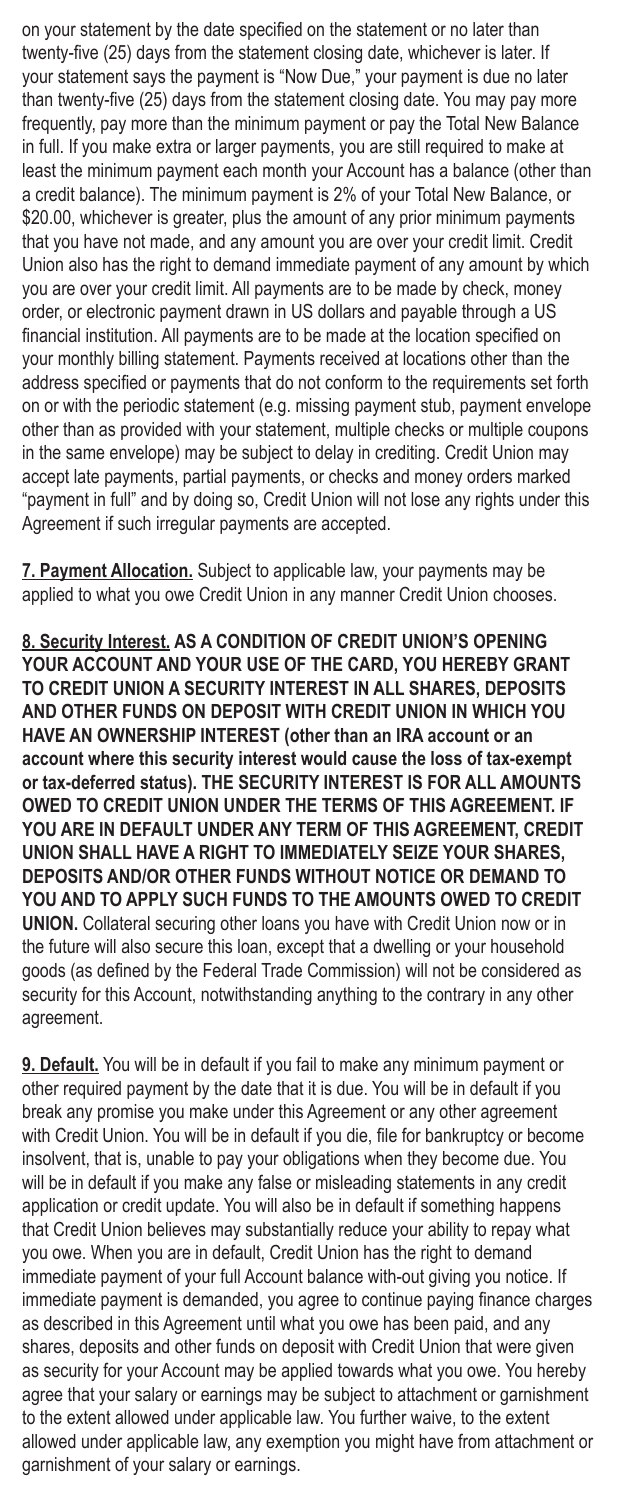on your statement by the date specified on the statement or no later than twenty-five (25) days from the statement closing date, whichever is later. If your statement says the payment is "Now Due," your payment is due no later than twenty-five (25) days from the statement closing date. You may pay more frequently, pay more than the minimum payment or pay the Total New Balance in full. If you make extra or larger payments, you are still required to make at least the minimum payment each month your Account has a balance (other than a credit balance). The minimum payment is 2% of your Total New Balance, or $20.00, whichever is greater, plus the amount of any prior minimum payments that you have not made, and any amount you are over your credit limit. Credit Union also has the right to demand immediate payment of any amount by which you are over your credit limit. All payments are to be made by check, money order, or electronic payment drawn in US dollars and payable through a US financial institution. All payments are to be made at the location specified on your monthly billing statement. Payments received at locations other than the address specified or payments that do not conform to the requirements set forth on or with the periodic statement (e.g. missing payment stub, payment envelope other than as provided with your statement, multiple checks or multiple coupons in the same envelope) may be subject to delay in crediting. Credit Union may accept late payments, partial payments, or checks and money orders marked "payment in full" and by doing so, Credit Union will not lose any rights under this Agreement if such irregular payments are accepted.

**7. Payment Allocation.** Subject to applicable law, your payments may be applied to what you owe Credit Union in any manner Credit Union chooses.

**8. Security Interest. AS A CONDITION OF CREDIT UNION'S OPENING YOUR ACCOUNT AND YOUR USE OF THE CARD, YOU HEREBY GRANT TO CREDIT UNION A SECURITY INTEREST IN ALL SHARES, DEPOSITS AND OTHER FUNDS ON DEPOSIT WITH CREDIT UNION IN WHICH YOU HAVE AN OWNERSHIP INTEREST (other than an IRA account or an account where this security interest would cause the loss of tax-exempt or tax-deferred status). THE SECURITY INTEREST IS FOR ALL AMOUNTS OWED TO CREDIT UNION UNDER THE TERMS OF THIS AGREEMENT. IF YOU ARE IN DEFAULT UNDER ANY TERM OF THIS AGREEMENT, CREDIT UNION SHALL HAVE A RIGHT TO IMMEDIATELY SEIZE YOUR SHARES, DEPOSITS AND/OR OTHER FUNDS WITHOUT NOTICE OR DEMAND TO YOU AND TO APPLY SUCH FUNDS TO THE AMOUNTS OWED TO CREDIT UNION.** Collateral securing other loans you have with Credit Union now or in the future will also secure this loan, except that a dwelling or your household goods (as defined by the Federal Trade Commission) will not be considered as security for this Account, notwithstanding anything to the contrary in any other agreement.

**9. Default.** You will be in default if you fail to make any minimum payment or other required payment by the date that it is due. You will be in default if you break any promise you make under this Agreement or any other agreement with Credit Union. You will be in default if you die, file for bankruptcy or become insolvent, that is, unable to pay your obligations when they become due. You will be in default if you make any false or misleading statements in any credit application or credit update. You will also be in default if something happens that Credit Union believes may substantially reduce your ability to repay what you owe. When you are in default, Credit Union has the right to demand immediate payment of your full Account balance with-out giving you notice. If immediate payment is demanded, you agree to continue paying finance charges as described in this Agreement until what you owe has been paid, and any shares, deposits and other funds on deposit with Credit Union that were given as security for your Account may be applied towards what you owe. You hereby agree that your salary or earnings may be subject to attachment or garnishment to the extent allowed under applicable law. You further waive, to the extent allowed under applicable law, any exemption you might have from attachment or garnishment of your salary or earnings.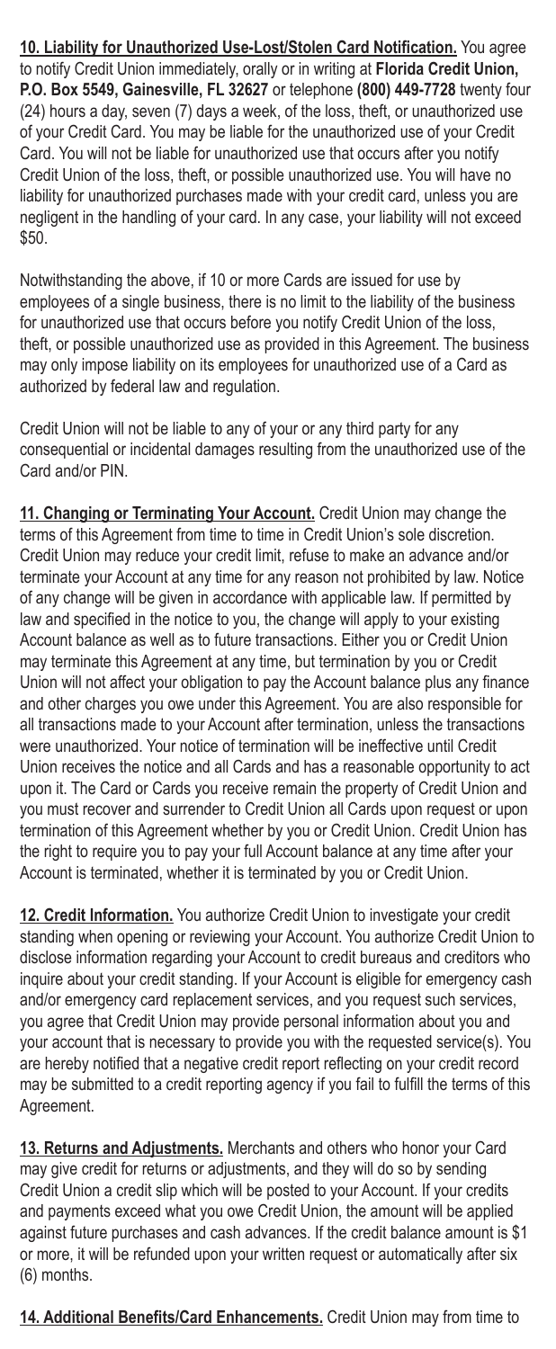**10. Liability for Unauthorized Use-Lost/Stolen Card Notification.** You agree to notify Credit Union immediately, orally or in writing at **Florida Credit Union, P.O. Box 5549, Gainesville, FL 32627** or telephone **(800) 449-7728** twenty four (24) hours a day, seven (7) days a week, of the loss, theft, or unauthorized use of your Credit Card. You may be liable for the unauthorized use of your Credit Card. You will not be liable for unauthorized use that occurs after you notify Credit Union of the loss, theft, or possible unauthorized use. You will have no liability for unauthorized purchases made with your credit card, unless you are negligent in the handling of your card. In any case, your liability will not exceed $50.

Notwithstanding the above, if 10 or more Cards are issued for use by employees of a single business, there is no limit to the liability of the business for unauthorized use that occurs before you notify Credit Union of the loss, theft, or possible unauthorized use as provided in this Agreement. The business may only impose liability on its employees for unauthorized use of a Card as authorized by federal law and regulation.

Credit Union will not be liable to any of your or any third party for any consequential or incidental damages resulting from the unauthorized use of the Card and/or PIN.

**11. Changing or Terminating Your Account.** Credit Union may change the terms of this Agreement from time to time in Credit Union's sole discretion. Credit Union may reduce your credit limit, refuse to make an advance and/or terminate your Account at any time for any reason not prohibited by law. Notice of any change will be given in accordance with applicable law. If permitted by law and specified in the notice to you, the change will apply to your existing Account balance as well as to future transactions. Either you or Credit Union may terminate this Agreement at any time, but termination by you or Credit Union will not affect your obligation to pay the Account balance plus any finance and other charges you owe under this Agreement. You are also responsible for all transactions made to your Account after termination, unless the transactions were unauthorized. Your notice of termination will be ineffective until Credit Union receives the notice and all Cards and has a reasonable opportunity to act upon it. The Card or Cards you receive remain the property of Credit Union and you must recover and surrender to Credit Union all Cards upon request or upon termination of this Agreement whether by you or Credit Union. Credit Union has the right to require you to pay your full Account balance at any time after your Account is terminated, whether it is terminated by you or Credit Union.

**12. Credit Information.** You authorize Credit Union to investigate your credit standing when opening or reviewing your Account. You authorize Credit Union to disclose information regarding your Account to credit bureaus and creditors who inquire about your credit standing. If your Account is eligible for emergency cash and/or emergency card replacement services, and you request such services, you agree that Credit Union may provide personal information about you and your account that is necessary to provide you with the requested service(s). You are hereby notified that a negative credit report reflecting on your credit record may be submitted to a credit reporting agency if you fail to fulfill the terms of this Agreement.

**13. Returns and Adjustments.** Merchants and others who honor your Card may give credit for returns or adjustments, and they will do so by sending Credit Union a credit slip which will be posted to your Account. If your credits and payments exceed what you owe Credit Union, the amount will be applied against future purchases and cash advances. If the credit balance amount is $1 or more, it will be refunded upon your written request or automatically after six (6) months.

**14. Additional Benefits/Card Enhancements.** Credit Union may from time to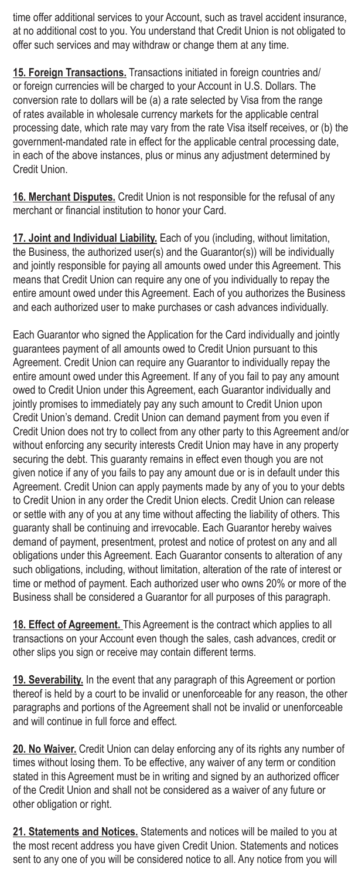time offer additional services to your Account, such as travel accident insurance, at no additional cost to you. You understand that Credit Union is not obligated to offer such services and may withdraw or change them at any time.

**15. Foreign Transactions.** Transactions initiated in foreign countries and/or foreign currencies will be charged to your Account in U.S. Dollars. The conversion rate to dollars will be (a) a rate selected by Visa from the range of rates available in wholesale currency markets for the applicable central processing date, which rate may vary from the rate Visa itself receives, or (b) the government-mandated rate in effect for the applicable central processing date, in each of the above instances, plus or minus any adjustment determined by Credit Union.

**16. Merchant Disputes.** Credit Union is not responsible for the refusal of any merchant or financial institution to honor your Card.

**17. Joint and Individual Liability.** Each of you (including, without limitation, the Business, the authorized user(s) and the Guarantor(s)) will be individually and jointly responsible for paying all amounts owed under this Agreement. This means that Credit Union can require any one of you individually to repay the entire amount owed under this Agreement. Each of you authorizes the Business and each authorized user to make purchases or cash advances individually.

Each Guarantor who signed the Application for the Card individually and jointly guarantees payment of all amounts owed to Credit Union pursuant to this Agreement. Credit Union can require any Guarantor to individually repay the entire amount owed under this Agreement. If any of you fail to pay any amount owed to Credit Union under this Agreement, each Guarantor individually and jointly promises to immediately pay any such amount to Credit Union upon Credit Union's demand. Credit Union can demand payment from you even if Credit Union does not try to collect from any other party to this Agreement and/or without enforcing any security interests Credit Union may have in any property securing the debt. This guaranty remains in effect even though you are not given notice if any of you fails to pay any amount due or is in default under this Agreement. Credit Union can apply payments made by any of you to your debts to Credit Union in any order the Credit Union elects. Credit Union can release or settle with any of you at any time without affecting the liability of others. This guaranty shall be continuing and irrevocable. Each Guarantor hereby waives demand of payment, presentment, protest and notice of protest on any and all obligations under this Agreement. Each Guarantor consents to alteration of any such obligations, including, without limitation, alteration of the rate of interest or time or method of payment. Each authorized user who owns 20% or more of the Business shall be considered a Guarantor for all purposes of this paragraph.

**18. Effect of Agreement.** This Agreement is the contract which applies to all transactions on your Account even though the sales, cash advances, credit or other slips you sign or receive may contain different terms.

**19. Severability.** In the event that any paragraph of this Agreement or portion thereof is held by a court to be invalid or unenforceable for any reason, the other paragraphs and portions of the Agreement shall not be invalid or unenforceable and will continue in full force and effect.

**20. No Waiver.** Credit Union can delay enforcing any of its rights any number of times without losing them. To be effective, any waiver of any term or condition stated in this Agreement must be in writing and signed by an authorized officer of the Credit Union and shall not be considered as a waiver of any future or other obligation or right.

**21. Statements and Notices.** Statements and notices will be mailed to you at the most recent address you have given Credit Union. Statements and notices sent to any one of you will be considered notice to all. Any notice from you will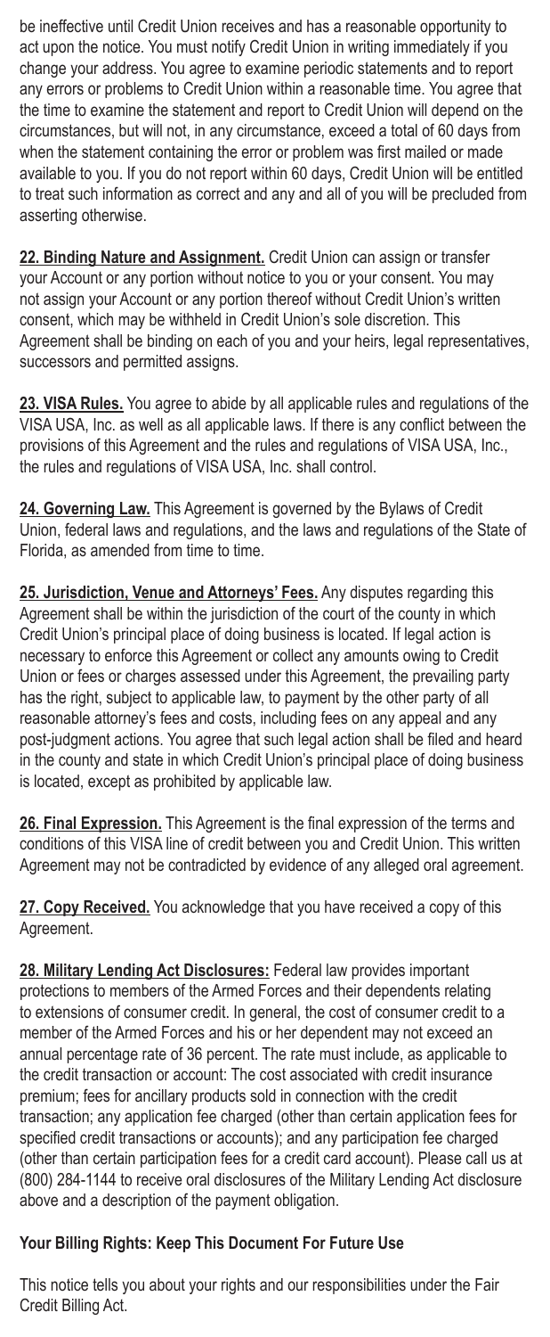be ineffective until Credit Union receives and has a reasonable opportunity to act upon the notice. You must notify Credit Union in writing immediately if you change your address. You agree to examine periodic statements and to report any errors or problems to Credit Union within a reasonable time. You agree that the time to examine the statement and report to Credit Union will depend on the circumstances, but will not, in any circumstance, exceed a total of 60 days from when the statement containing the error or problem was first mailed or made available to you. If you do not report within 60 days, Credit Union will be entitled to treat such information as correct and any and all of you will be precluded from asserting otherwise.

**22. Binding Nature and Assignment.** Credit Union can assign or transfer your Account or any portion without notice to you or your consent. You may not assign your Account or any portion thereof without Credit Union's written consent, which may be withheld in Credit Union's sole discretion. This Agreement shall be binding on each of you and your heirs, legal representatives, successors and permitted assigns.

**23. VISA Rules.** You agree to abide by all applicable rules and regulations of the VISA USA, Inc. as well as all applicable laws. If there is any conflict between the provisions of this Agreement and the rules and regulations of VISA USA, Inc., the rules and regulations of VISA USA, Inc. shall control.

**24. Governing Law.** This Agreement is governed by the Bylaws of Credit Union, federal laws and regulations, and the laws and regulations of the State of Florida, as amended from time to time.

**25. Jurisdiction, Venue and Attorneys' Fees.** Any disputes regarding this Agreement shall be within the jurisdiction of the court of the county in which Credit Union's principal place of doing business is located. If legal action is necessary to enforce this Agreement or collect any amounts owing to Credit Union or fees or charges assessed under this Agreement, the prevailing party has the right, subject to applicable law, to payment by the other party of all reasonable attorney's fees and costs, including fees on any appeal and any post-judgment actions. You agree that such legal action shall be filed and heard in the county and state in which Credit Union's principal place of doing business is located, except as prohibited by applicable law.

**26. Final Expression.** This Agreement is the final expression of the terms and conditions of this VISA line of credit between you and Credit Union. This written Agreement may not be contradicted by evidence of any alleged oral agreement.

**27. Copy Received.** You acknowledge that you have received a copy of this Agreement.

**28. Military Lending Act Disclosures:** Federal law provides important protections to members of the Armed Forces and their dependents relating to extensions of consumer credit. In general, the cost of consumer credit to a member of the Armed Forces and his or her dependent may not exceed an annual percentage rate of 36 percent. The rate must include, as applicable to the credit transaction or account: The cost associated with credit insurance premium; fees for ancillary products sold in connection with the credit transaction; any application fee charged (other than certain application fees for specified credit transactions or accounts); and any participation fee charged (other than certain participation fees for a credit card account). Please call us at (800) 284-1144 to receive oral disclosures of the Military Lending Act disclosure above and a description of the payment obligation.

## Your Billing Rights: Keep This Document For Future Use

This notice tells you about your rights and our responsibilities under the Fair Credit Billing Act.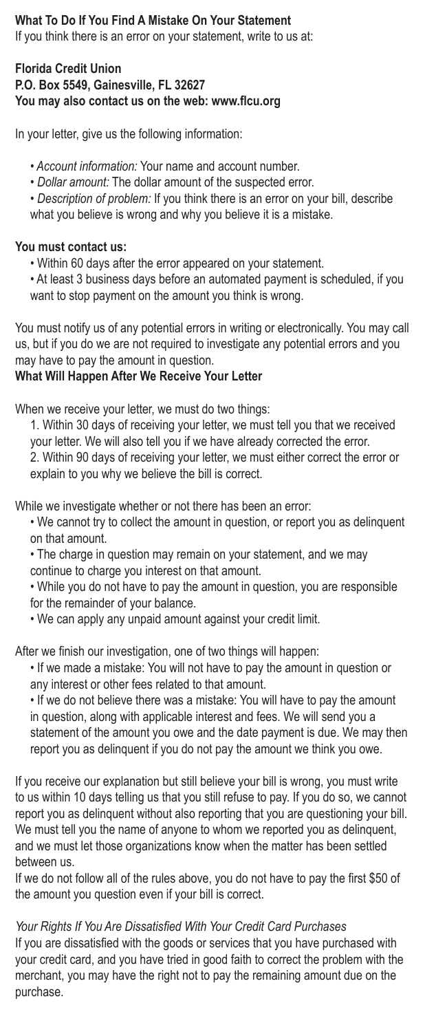## What To Do If You Find A Mistake On Your Statement

If you think there is an error on your statement, write to us at:

**Florida Credit Union**
**P.O. Box 5549, Gainesville, FL 32627**
**You may also contact us on the web: www.flcu.org**

In your letter, give us the following information:

- *Account information:* Your name and account number.
- *Dollar amount:* The dollar amount of the suspected error.
- *Description of problem:* If you think there is an error on your bill, describe what you believe is wrong and why you believe it is a mistake.

**You must contact us:**

- Within 60 days after the error appeared on your statement.
- At least 3 business days before an automated payment is scheduled, if you want to stop payment on the amount you think is wrong.

You must notify us of any potential errors in writing or electronically. You may call us, but if you do we are not required to investigate any potential errors and you may have to pay the amount in question.

## What Will Happen After We Receive Your Letter

When we receive your letter, we must do two things:

1. Within 30 days of receiving your letter, we must tell you that we received your letter. We will also tell you if we have already corrected the error.
2. Within 90 days of receiving your letter, we must either correct the error or explain to you why we believe the bill is correct.

While we investigate whether or not there has been an error:

- We cannot try to collect the amount in question, or report you as delinquent on that amount.
- The charge in question may remain on your statement, and we may continue to charge you interest on that amount.
- While you do not have to pay the amount in question, you are responsible for the remainder of your balance.
- We can apply any unpaid amount against your credit limit.

After we finish our investigation, one of two things will happen:

- If we made a mistake: You will not have to pay the amount in question or any interest or other fees related to that amount.
- If we do not believe there was a mistake: You will have to pay the amount in question, along with applicable interest and fees. We will send you a statement of the amount you owe and the date payment is due. We may then report you as delinquent if you do not pay the amount we think you owe.

If you receive our explanation but still believe your bill is wrong, you must write to us within 10 days telling us that you still refuse to pay. If you do so, we cannot report you as delinquent without also reporting that you are questioning your bill. We must tell you the name of anyone to whom we reported you as delinquent, and we must let those organizations know when the matter has been settled between us.

If we do not follow all of the rules above, you do not have to pay the first $50 of the amount you question even if your bill is correct.

*Your Rights If You Are Dissatisfied With Your Credit Card Purchases*

If you are dissatisfied with the goods or services that you have purchased with your credit card, and you have tried in good faith to correct the problem with the merchant, you may have the right not to pay the remaining amount due on the purchase.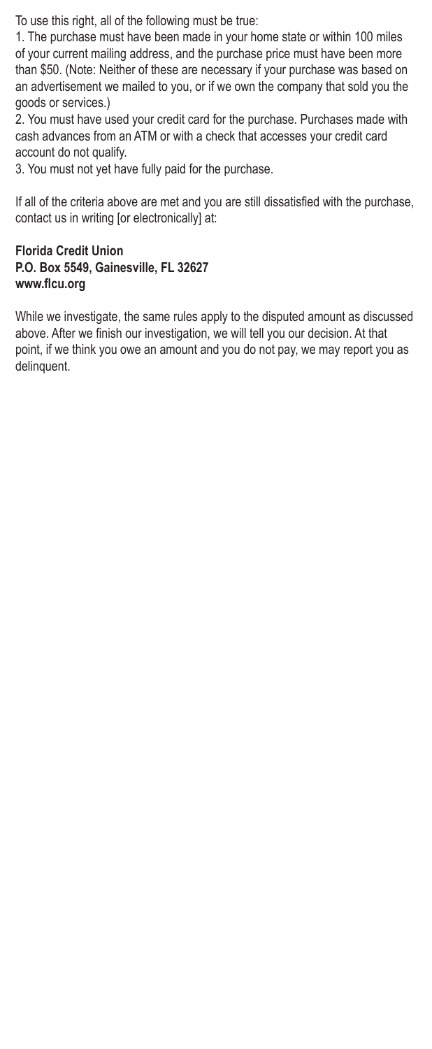To use this right, all of the following must be true:

1. The purchase must have been made in your home state or within 100 miles of your current mailing address, and the purchase price must have been more than $50. (Note: Neither of these are necessary if your purchase was based on an advertisement we mailed to you, or if we own the company that sold you the goods or services.)
2. You must have used your credit card for the purchase. Purchases made with cash advances from an ATM or with a check that accesses your credit card account do not qualify.
3. You must not yet have fully paid for the purchase.

If all of the criteria above are met and you are still dissatisfied with the purchase, contact us in writing [or electronically] at:

**Florida Credit Union**
**P.O. Box 5549, Gainesville, FL 32627**
**www.flcu.org**

While we investigate, the same rules apply to the disputed amount as discussed above. After we finish our investigation, we will tell you our decision. At that point, if we think you owe an amount and you do not pay, we may report you as delinquent.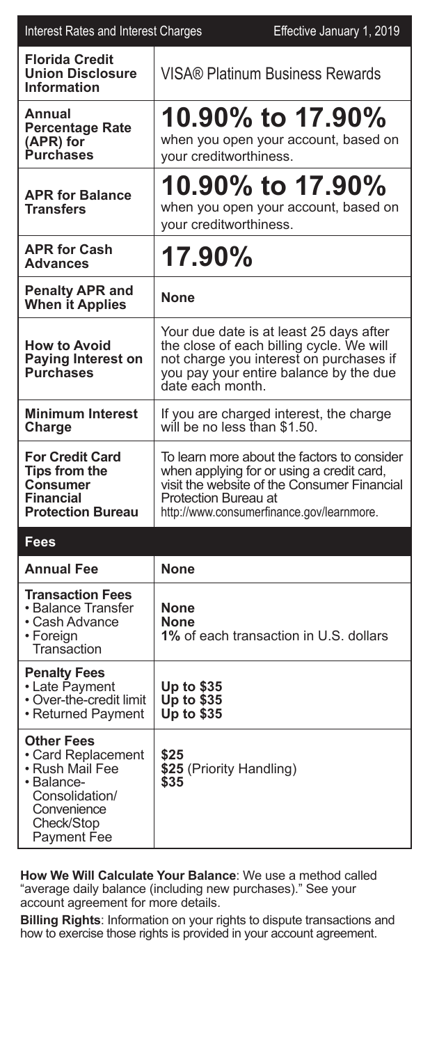| Interest Rates and Interest Charges | Effective January 1, 2019 |
| --- | --- |
| **Florida Credit Union Disclosure Information** | VISA® Platinum Business Rewards |
| **Annual Percentage Rate (APR) for Purchases** | **10.90% to 17.90%** when you open your account, based on your creditworthiness. |
| **APR for Balance Transfers** | **10.90% to 17.90%** when you open your account, based on your creditworthiness. |
| **APR for Cash Advances** | **17.90%** |
| **Penalty APR and When it Applies** | **None** |
| **How to Avoid Paying Interest on Purchases** | Your due date is at least 25 days after the close of each billing cycle. We will not charge you interest on purchases if you pay your entire balance by the due date each month. |
| **Minimum Interest Charge** | If you are charged interest, the charge will be no less than $1.50. |
| **For Credit Card Tips from the Consumer Financial Protection Bureau** | To learn more about the factors to consider when applying for or using a credit card, visit the website of the Consumer Financial Protection Bureau at http://www.consumerfinance.gov/learnmore. |
| **Fees** | |
| **Annual Fee** | **None** |
| **Transaction Fees**<br>• Balance Transfer<br>• Cash Advance<br>• Foreign Transaction | <br>**None**<br>**None**<br>**1%** of each transaction in U.S. dollars |
| **Penalty Fees**<br>• Late Payment<br>• Over-the-credit limit<br>• Returned Payment | <br>**Up to $35**<br>**Up to $35**<br>**Up to $35** |
| **Other Fees**<br>• Card Replacement<br>• Rush Mail Fee<br>• Balance-Consolidation/Convenience Check/Stop Payment Fee | <br>**$25**<br>**$25** (Priority Handling)<br>**$35** |

**How We Will Calculate Your Balance**: We use a method called "average daily balance (including new purchases)." See your account agreement for more details.

**Billing Rights**: Information on your rights to dispute transactions and how to exercise those rights is provided in your account agreement.